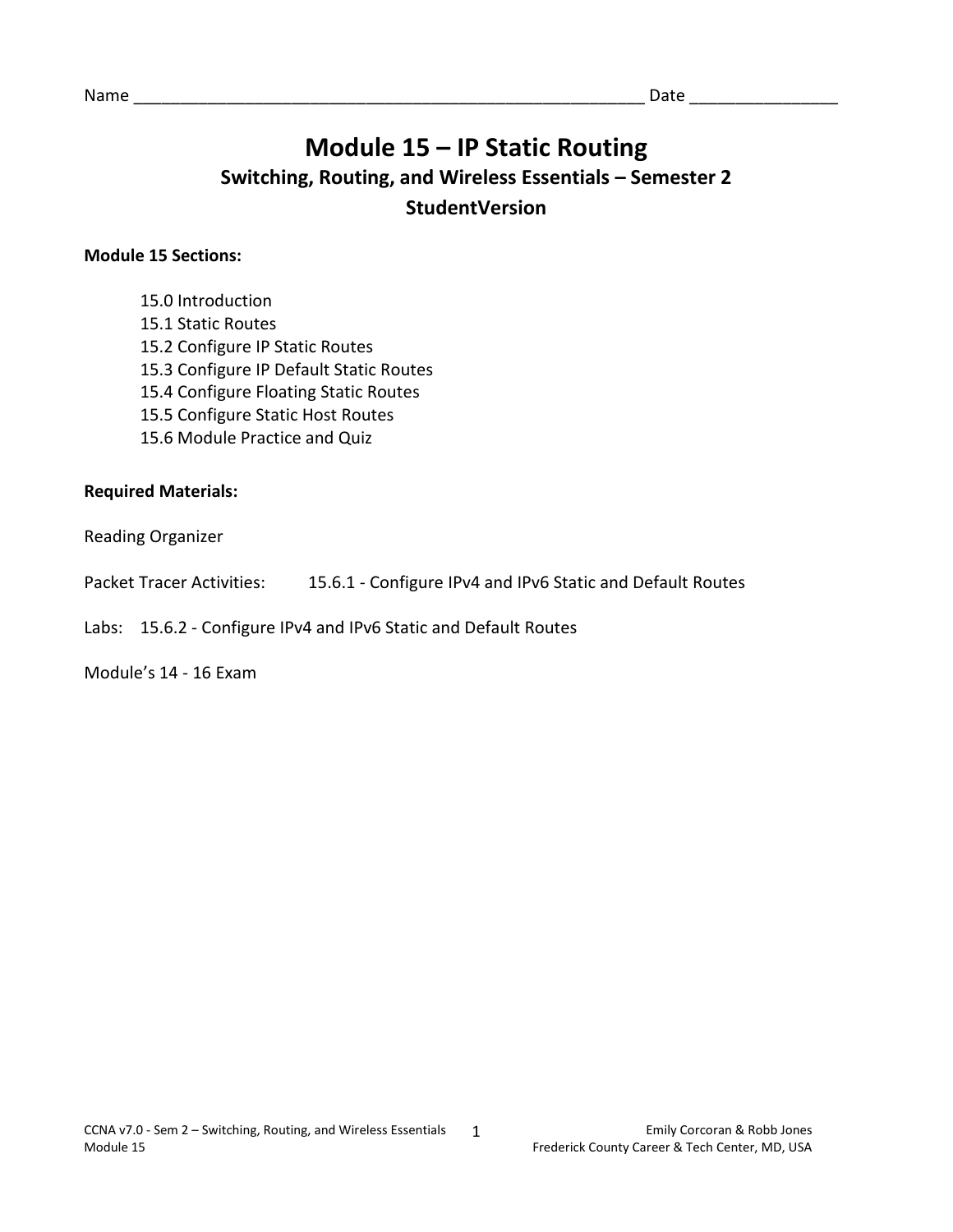Name _______________________________________________________ Date _______________

# Module 15 – IP Static Routing

## Switching, Routing, and Wireless Essentials – Semester 2

## StudentVersion

**Module 15 Sections:**

- 15.0 Introduction
- 15.1 Static Routes
- 15.2 Configure IP Static Routes
- 15.3 Configure IP Default Static Routes
- 15.4 Configure Floating Static Routes
- 15.5 Configure Static Host Routes
- 15.6 Module Practice and Quiz

**Required Materials:**

Reading Organizer

Packet Tracer Activities: 15.6.1 - Configure IPv4 and IPv6 Static and Default Routes

Labs: 15.6.2 - Configure IPv4 and IPv6 Static and Default Routes

Module's 14 - 16 Exam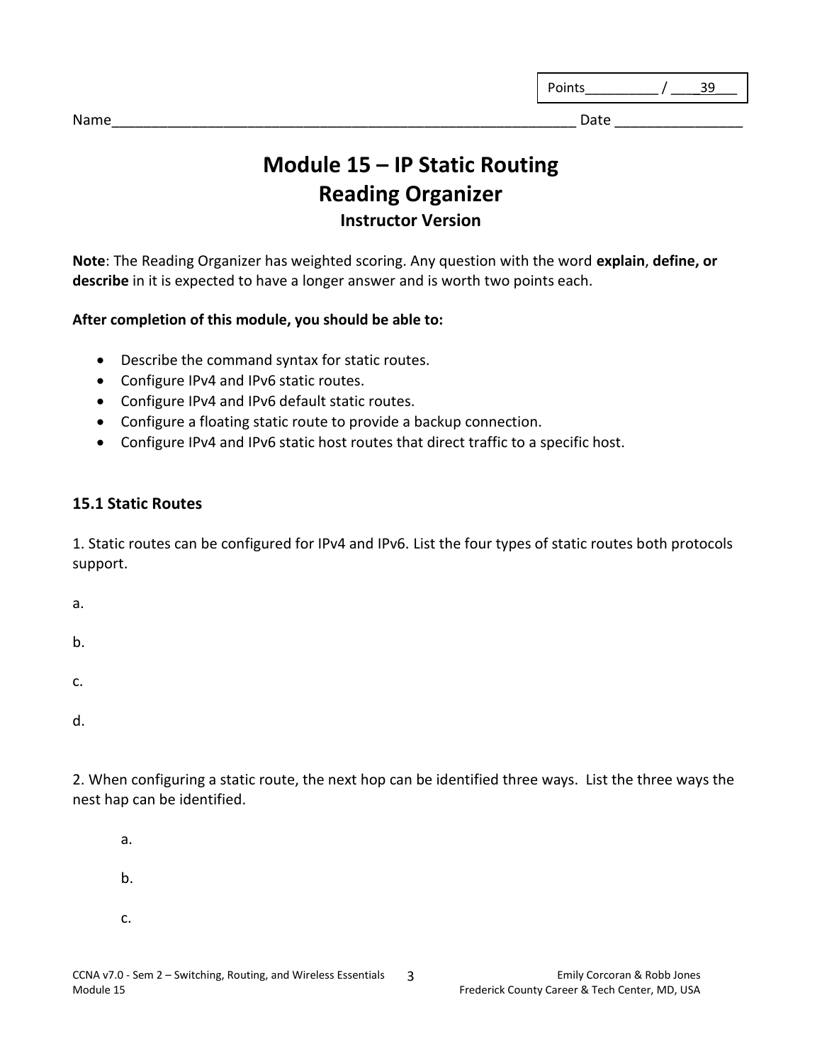Points_________ / ____39___

Name_________________________________________________________ Date _______________

# Module 15 – IP Static Routing
## Reading Organizer
### Instructor Version

**Note**: The Reading Organizer has weighted scoring. Any question with the word **explain**, **define, or describe** in it is expected to have a longer answer and is worth two points each.

**After completion of this module, you should be able to:**

- Describe the command syntax for static routes.
- Configure IPv4 and IPv6 static routes.
- Configure IPv4 and IPv6 default static routes.
- Configure a floating static route to provide a backup connection.
- Configure IPv4 and IPv6 static host routes that direct traffic to a specific host.

### 15.1 Static Routes

1. Static routes can be configured for IPv4 and IPv6. List the four types of static routes both protocols support.

a.

b.

c.

d.

2. When configuring a static route, the next hop can be identified three ways. List the three ways the nest hap can be identified.

a.

b.

c.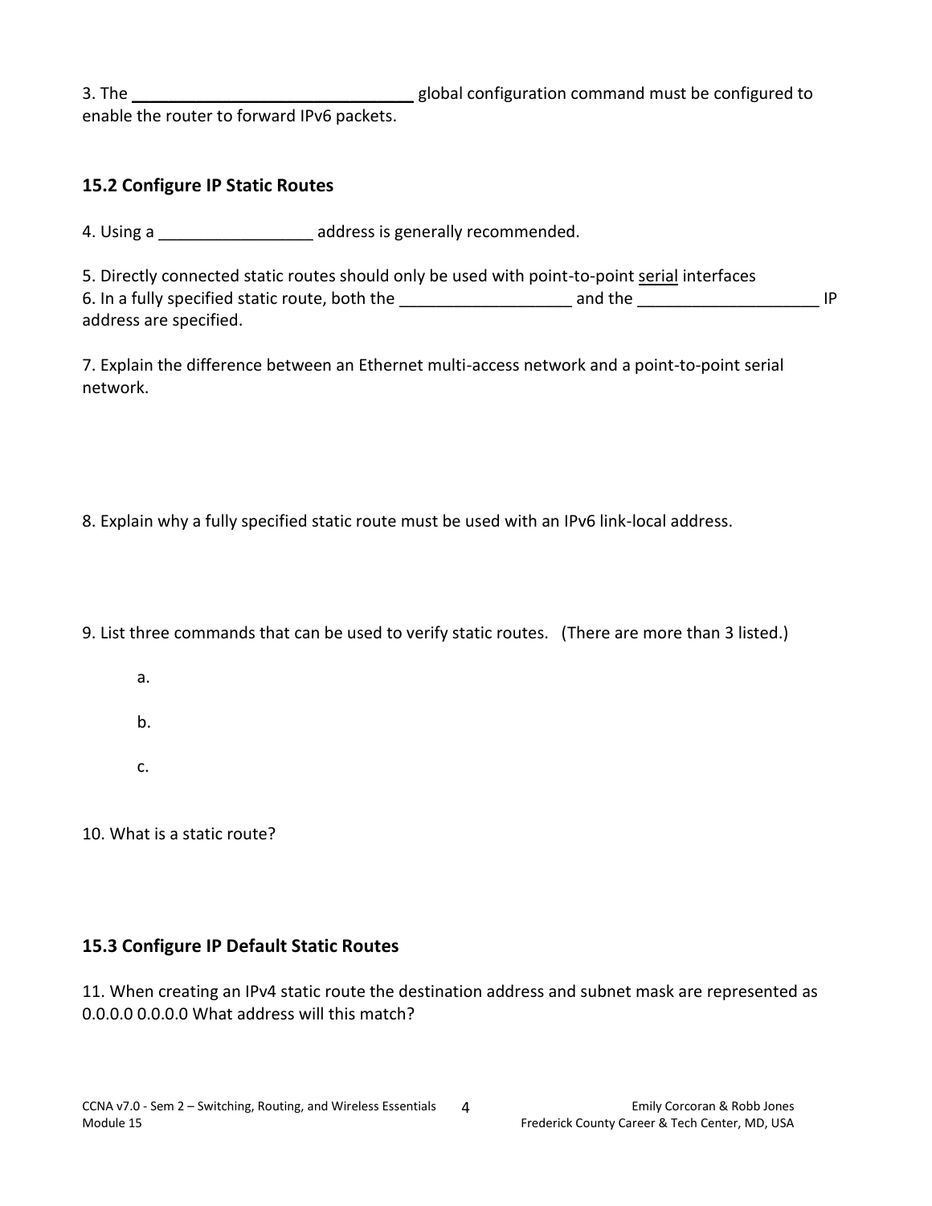3. The ______________________________ global configuration command must be configured to enable the router to forward IPv6 packets.

## 15.2 Configure IP Static Routes

4. Using a _________________ address is generally recommended.

5. Directly connected static routes should only be used with point-to-point <u>serial</u> interfaces
6. In a fully specified static route, both the ___________________ and the ____________________ IP address are specified.

7. Explain the difference between an Ethernet multi-access network and a point-to-point serial network.

8. Explain why a fully specified static route must be used with an IPv6 link-local address.

9. List three commands that can be used to verify static routes.   (There are more than 3 listed.)

   a.

   b.

   c.

10. What is a static route?

## 15.3 Configure IP Default Static Routes

11. When creating an IPv4 static route the destination address and subnet mask are represented as 0.0.0.0 0.0.0.0 What address will this match?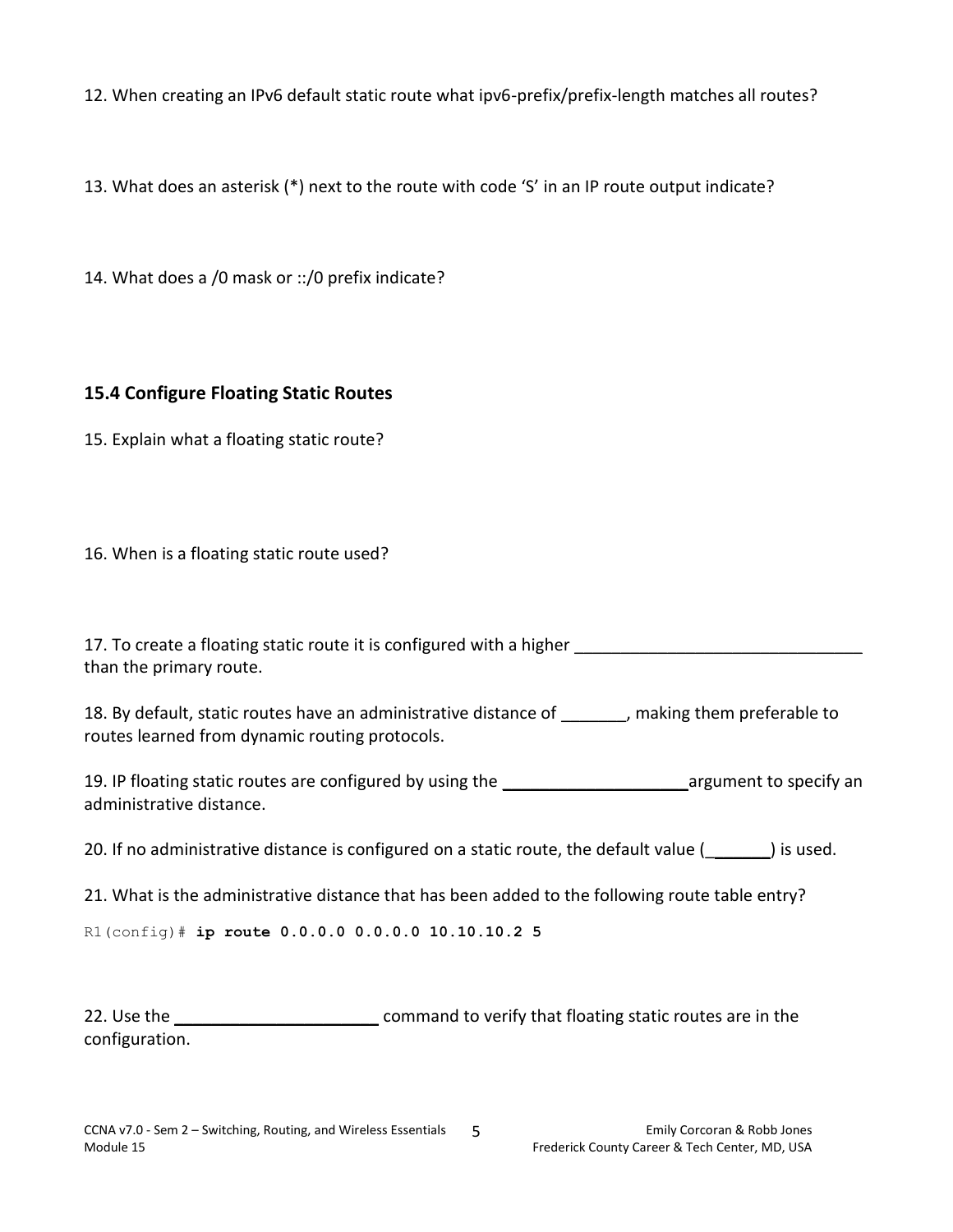12. When creating an IPv6 default static route what ipv6-prefix/prefix-length matches all routes?

13. What does an asterisk (*) next to the route with code 'S' in an IP route output indicate?

14. What does a /0 mask or ::/0 prefix indicate?

## 15.4 Configure Floating Static Routes

15. Explain what a floating static route?

16. When is a floating static route used?

17. To create a floating static route it is configured with a higher ______________________________ than the primary route.

18. By default, static routes have an administrative distance of _______, making them preferable to routes learned from dynamic routing protocols.

19. IP floating static routes are configured by using the ____________________ argument to specify an administrative distance.

20. If no administrative distance is configured on a static route, the default value (_______) is used.

21. What is the administrative distance that has been added to the following route table entry?

```
R1(config)# ip route 0.0.0.0 0.0.0.0 10.10.10.2 5
```

22. Use the ______________________ command to verify that floating static routes are in the configuration.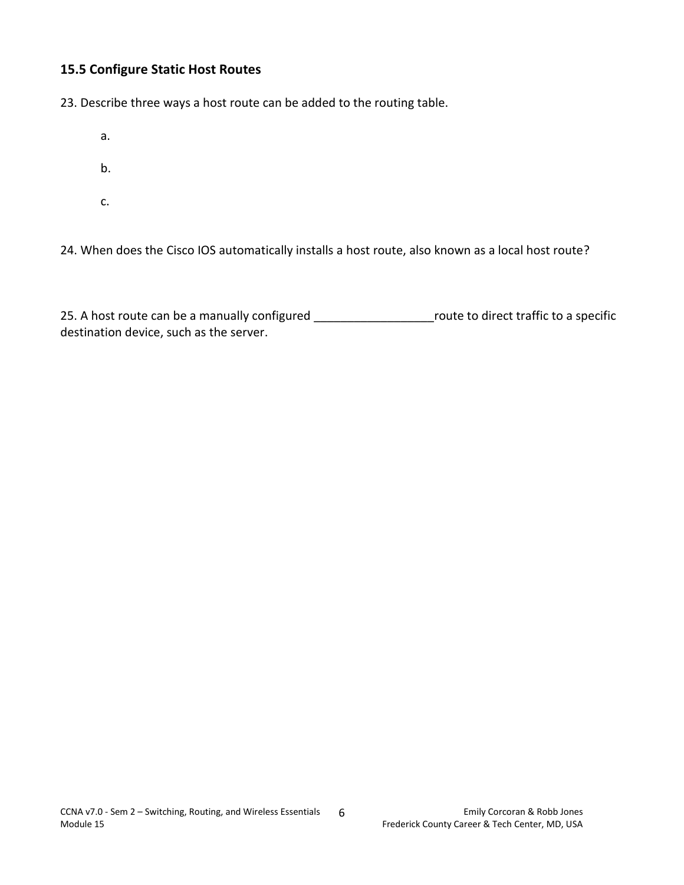## 15.5 Configure Static Host Routes

23. Describe three ways a host route can be added to the routing table.

a.

b.

c.

24. When does the Cisco IOS automatically installs a host route, also known as a local host route?

25. A host route can be a manually configured _________________route to direct traffic to a specific destination device, such as the server.